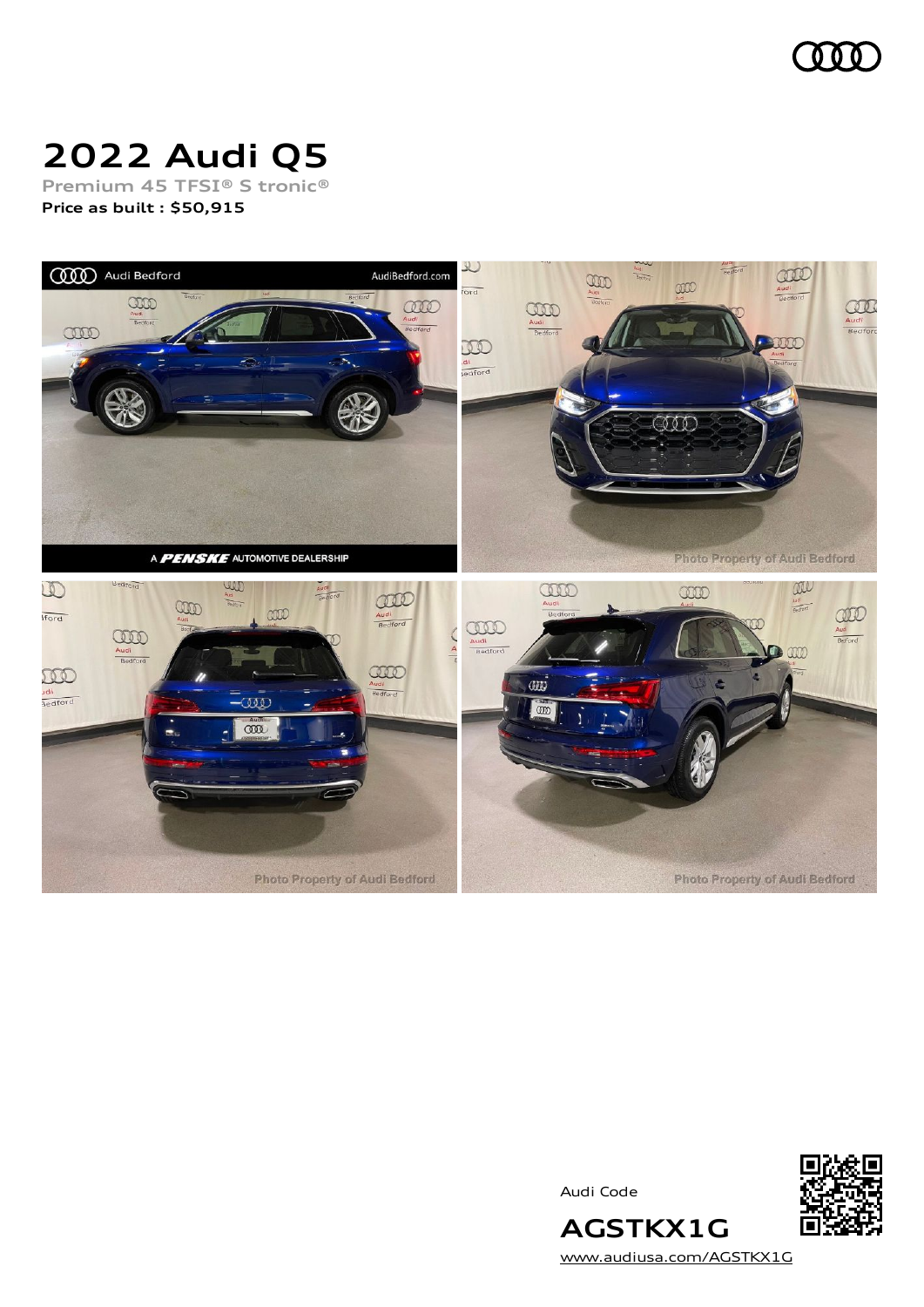# 2022 Audi Q5

Premium 45 TFSI® S tronic®

**Price as built : $50,915**

Audi Code

**AGSTKX1G**

www.audiusa.com/AGSTKX1G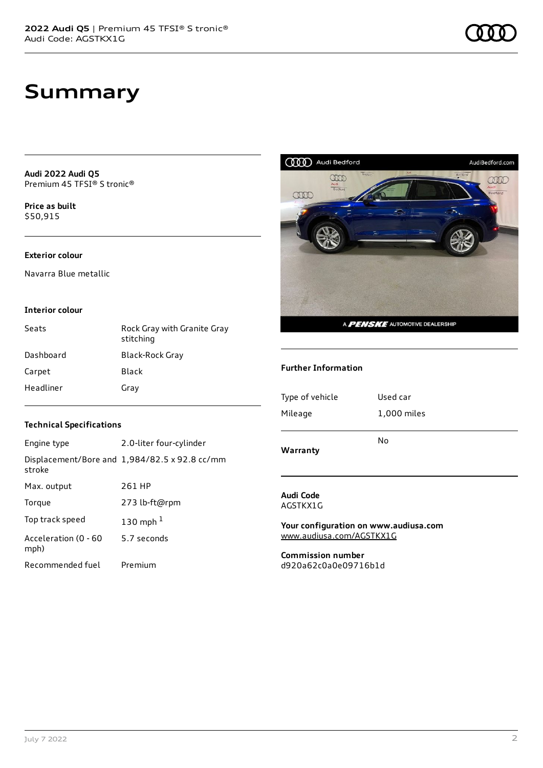# Summary

**Audi 2022 Audi Q5**
Premium 45 TFSI® S tronic®

**Price as built**
$50,915

### Exterior colour

Navarra Blue metallic

### Interior colour

| | |
|---|---|
| Seats | Rock Gray with Granite Gray stitching |
| Dashboard | Black-Rock Gray |
| Carpet | Black |
| Headliner | Gray |

### Technical Specifications

| | |
|---|---|
| Engine type | 2.0-liter four-cylinder |
| Displacement/Bore and stroke | 1,984/82.5 x 92.8 cc/mm |
| Max. output | 261 HP |
| Torque | 273 lb-ft@rpm |
| Top track speed | 130 mph [1] |
| Acceleration (0 - 60 mph) | 5.7 seconds |
| Recommended fuel | Premium |

### Further Information

| | |
|---|---|
| Type of vehicle | Used car |
| Mileage | 1,000 miles |
| **Warranty** | No |

**Audi Code**
AGSTKX1G

**Your configuration on www.audiusa.com**
www.audiusa.com/AGSTKX1G

**Commission number**
d920a62c0a0e09716b1d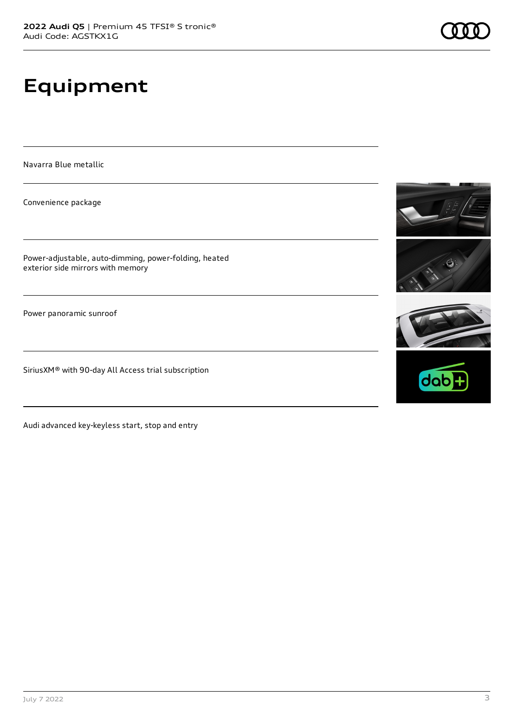# Equipment

Navarra Blue metallic

Convenience package

Power-adjustable, auto-dimming, power-folding, heated exterior side mirrors with memory

Power panoramic sunroof

SiriusXM® with 90-day All Access trial subscription

Audi advanced key-keyless start, stop and entry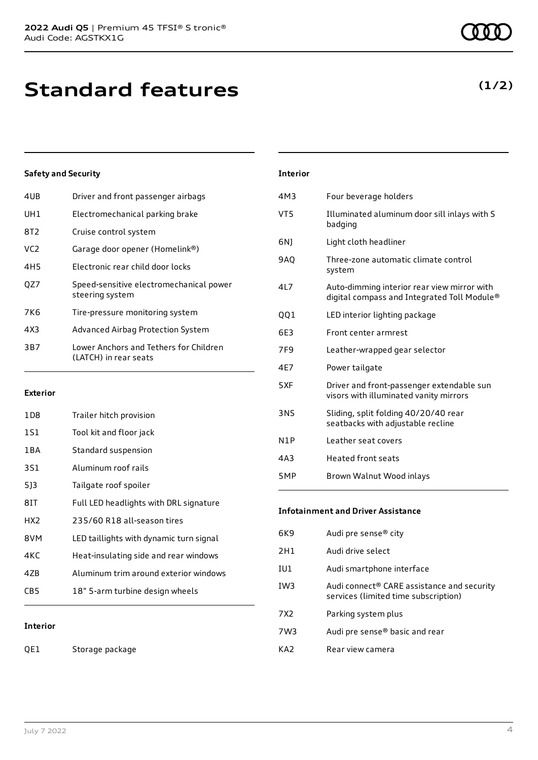# Standard features

**(1/2)**

### Safety and Security

| | |
|---|---|
| 4UB | Driver and front passenger airbags |
| UH1 | Electromechanical parking brake |
| 8T2 | Cruise control system |
| VC2 | Garage door opener (Homelink®) |
| 4H5 | Electronic rear child door locks |
| QZ7 | Speed-sensitive electromechanical power steering system |
| 7K6 | Tire-pressure monitoring system |
| 4X3 | Advanced Airbag Protection System |
| 3B7 | Lower Anchors and Tethers for Children (LATCH) in rear seats |

### Exterior

| | |
|---|---|
| 1D8 | Trailer hitch provision |
| 1S1 | Tool kit and floor jack |
| 1BA | Standard suspension |
| 3S1 | Aluminum roof rails |
| 5J3 | Tailgate roof spoiler |
| 8IT | Full LED headlights with DRL signature |
| HX2 | 235/60 R18 all-season tires |
| 8VM | LED taillights with dynamic turn signal |
| 4KC | Heat-insulating side and rear windows |
| 4ZB | Aluminum trim around exterior windows |
| CB5 | 18" 5-arm turbine design wheels |

### Interior

| | |
|---|---|
| QE1 | Storage package |
| 4M3 | Four beverage holders |
| VT5 | Illuminated aluminum door sill inlays with S badging |
| 6NJ | Light cloth headliner |
| 9AQ | Three-zone automatic climate control system |
| 4L7 | Auto-dimming interior rear view mirror with digital compass and Integrated Toll Module® |
| QQ1 | LED interior lighting package |
| 6E3 | Front center armrest |
| 7F9 | Leather-wrapped gear selector |
| 4E7 | Power tailgate |
| 5XF | Driver and front-passenger extendable sun visors with illuminated vanity mirrors |
| 3NS | Sliding, split folding 40/20/40 rear seatbacks with adjustable recline |
| N1P | Leather seat covers |
| 4A3 | Heated front seats |
| 5MP | Brown Walnut Wood inlays |

### Infotainment and Driver Assistance

| | |
|---|---|
| 6K9 | Audi pre sense® city |
| 2H1 | Audi drive select |
| IU1 | Audi smartphone interface |
| IW3 | Audi connect® CARE assistance and security services (limited time subscription) |
| 7X2 | Parking system plus |
| 7W3 | Audi pre sense® basic and rear |
| KA2 | Rear view camera |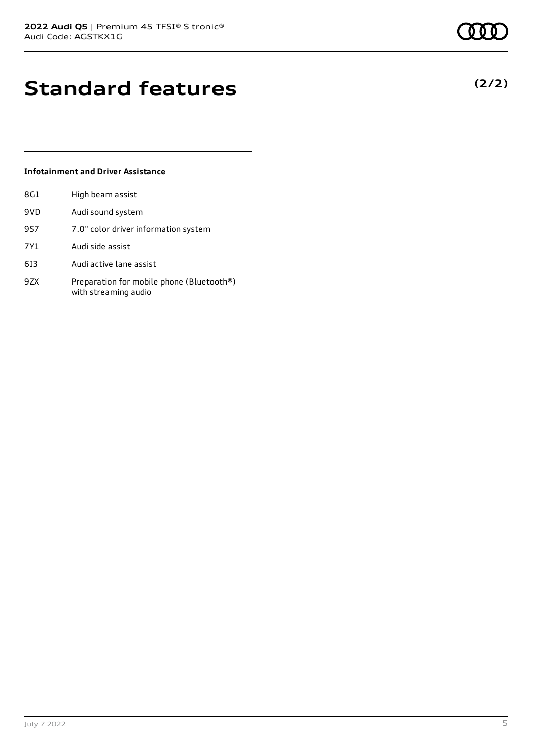# Standard features

**(2/2)**

### Infotainment and Driver Assistance

| | |
|---|---|
| 8G1 | High beam assist |
| 9VD | Audi sound system |
| 9S7 | 7.0" color driver information system |
| 7Y1 | Audi side assist |
| 6I3 | Audi active lane assist |
| 9ZX | Preparation for mobile phone (Bluetooth®) with streaming audio |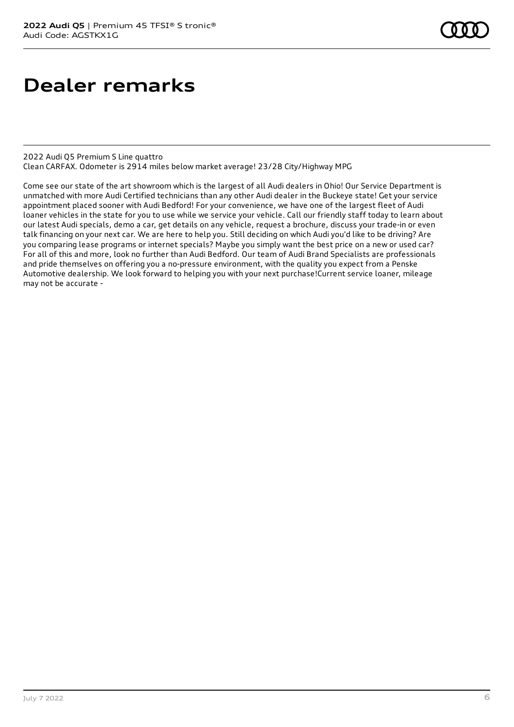# Dealer remarks

2022 Audi Q5 Premium S Line quattro
Clean CARFAX. Odometer is 2914 miles below market average! 23/28 City/Highway MPG

Come see our state of the art showroom which is the largest of all Audi dealers in Ohio! Our Service Department is unmatched with more Audi Certified technicians than any other Audi dealer in the Buckeye state! Get your service appointment placed sooner with Audi Bedford! For your convenience, we have one of the largest fleet of Audi loaner vehicles in the state for you to use while we service your vehicle. Call our friendly staff today to learn about our latest Audi specials, demo a car, get details on any vehicle, request a brochure, discuss your trade-in or even talk financing on your next car. We are here to help you. Still deciding on which Audi you'd like to be driving? Are you comparing lease programs or internet specials? Maybe you simply want the best price on a new or used car? For all of this and more, look no further than Audi Bedford. Our team of Audi Brand Specialists are professionals and pride themselves on offering you a no-pressure environment, with the quality you expect from a Penske Automotive dealership. We look forward to helping you with your next purchase!Current service loaner, mileage may not be accurate -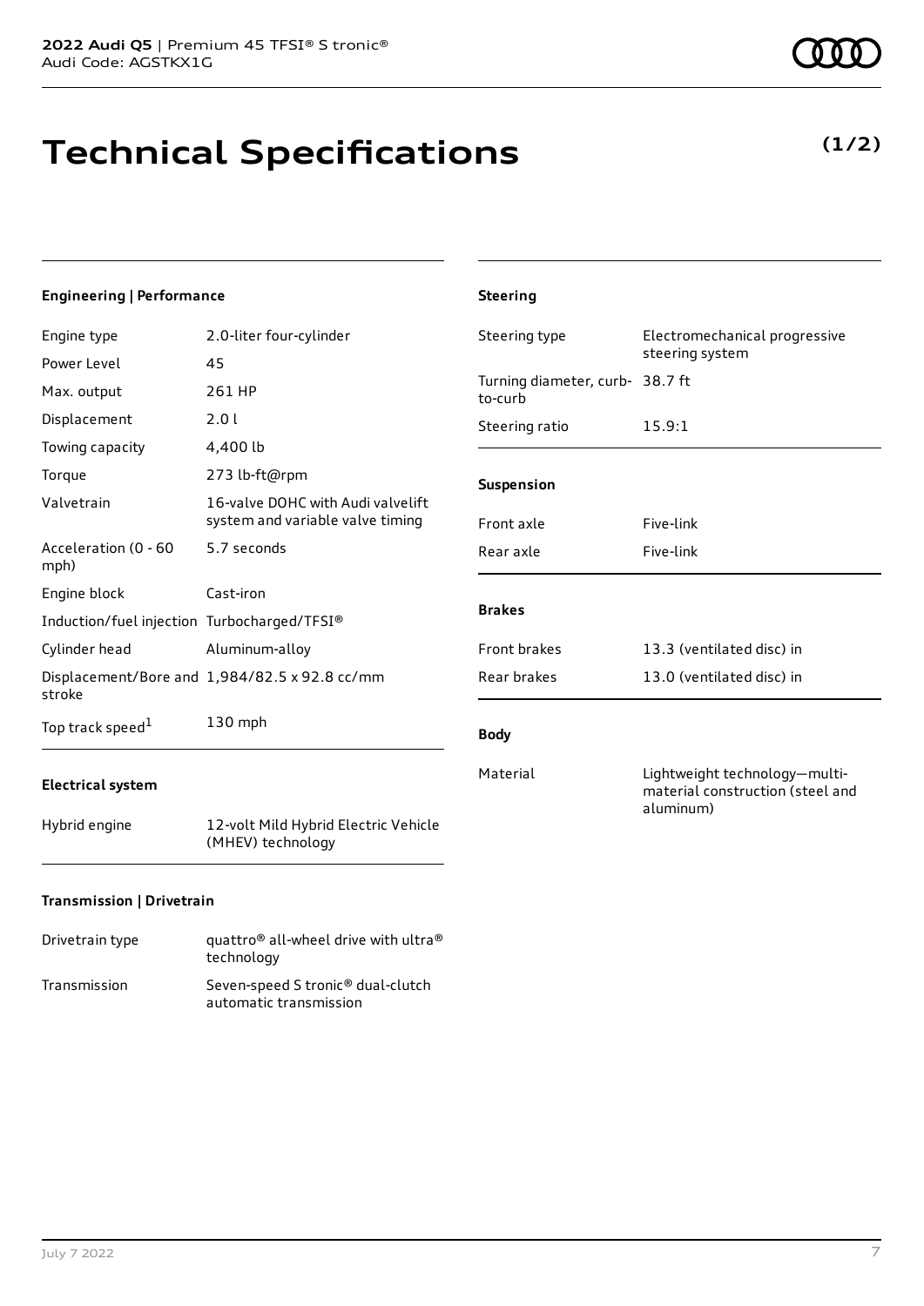# Technical Specifications

**(1/2)**

### Engineering | Performance

| | |
|---|---|
| Engine type | 2.0-liter four-cylinder |
| Power Level | 45 |
| Max. output | 261 HP |
| Displacement | 2.0 l |
| Towing capacity | 4,400 lb |
| Torque | 273 lb-ft@rpm |
| Valvetrain | 16-valve DOHC with Audi valvelift system and variable valve timing |
| Acceleration (0 - 60 mph) | 5.7 seconds |
| Engine block | Cast-iron |
| Induction/fuel injection | Turbocharged/TFSI® |
| Cylinder head | Aluminum-alloy |
| Displacement/Bore and stroke | 1,984/82.5 x 92.8 cc/mm |
| Top track speed[1] | 130 mph |

### Electrical system

| | |
|---|---|
| Hybrid engine | 12-volt Mild Hybrid Electric Vehicle (MHEV) technology |

### Transmission | Drivetrain

| | |
|---|---|
| Drivetrain type | quattro® all-wheel drive with ultra® technology |
| Transmission | Seven-speed S tronic® dual-clutch automatic transmission |

### Steering

| | |
|---|---|
| Steering type | Electromechanical progressive steering system |
| Turning diameter, curb-to-curb | 38.7 ft |
| Steering ratio | 15.9:1 |

### Suspension

| | |
|---|---|
| Front axle | Five-link |
| Rear axle | Five-link |

### Brakes

| | |
|---|---|
| Front brakes | 13.3 (ventilated disc) in |
| Rear brakes | 13.0 (ventilated disc) in |

### Body

| | |
|---|---|
| Material | Lightweight technology—multi-material construction (steel and aluminum) |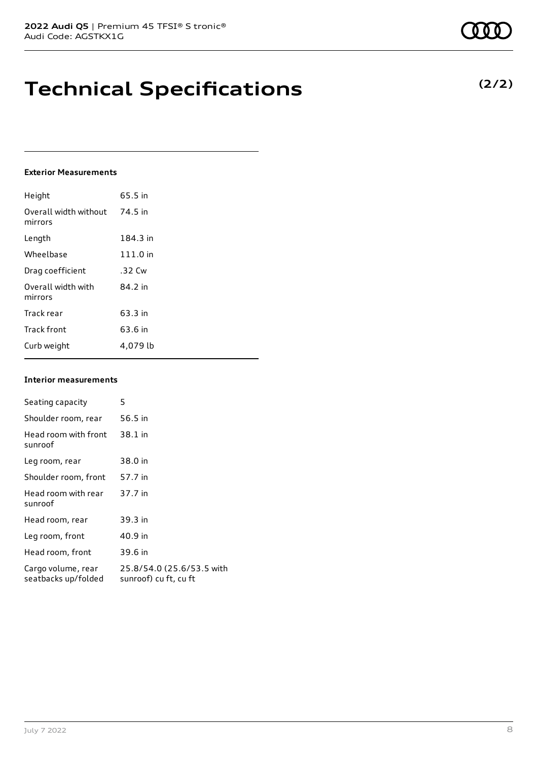# Technical Specifications

**(2/2)**

#### Exterior Measurements

| | |
|---|---|
| Height | 65.5 in |
| Overall width without mirrors | 74.5 in |
| Length | 184.3 in |
| Wheelbase | 111.0 in |
| Drag coefficient | .32 Cw |
| Overall width with mirrors | 84.2 in |
| Track rear | 63.3 in |
| Track front | 63.6 in |
| Curb weight | 4,079 lb |

#### Interior measurements

| | |
|---|---|
| Seating capacity | 5 |
| Shoulder room, rear | 56.5 in |
| Head room with front sunroof | 38.1 in |
| Leg room, rear | 38.0 in |
| Shoulder room, front | 57.7 in |
| Head room with rear sunroof | 37.7 in |
| Head room, rear | 39.3 in |
| Leg room, front | 40.9 in |
| Head room, front | 39.6 in |
| Cargo volume, rear seatbacks up/folded | 25.8/54.0 (25.6/53.5 with sunroof) cu ft, cu ft |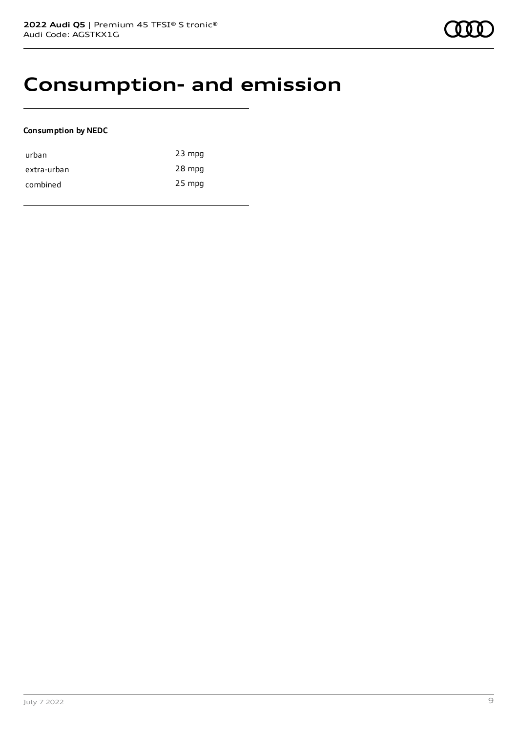# Consumption- and emission

**Consumption by NEDC**

| | |
|---|---|
| urban | 23 mpg |
| extra-urban | 28 mpg |
| combined | 25 mpg |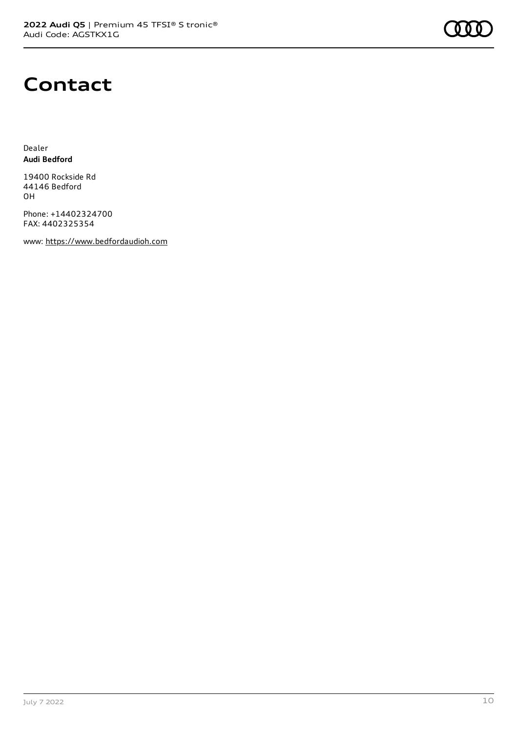# Contact

Dealer
**Audi Bedford**

19400 Rockside Rd
44146 Bedford
OH

Phone: +14402324700
FAX: 4402325354

www: https://www.bedfordaudioh.com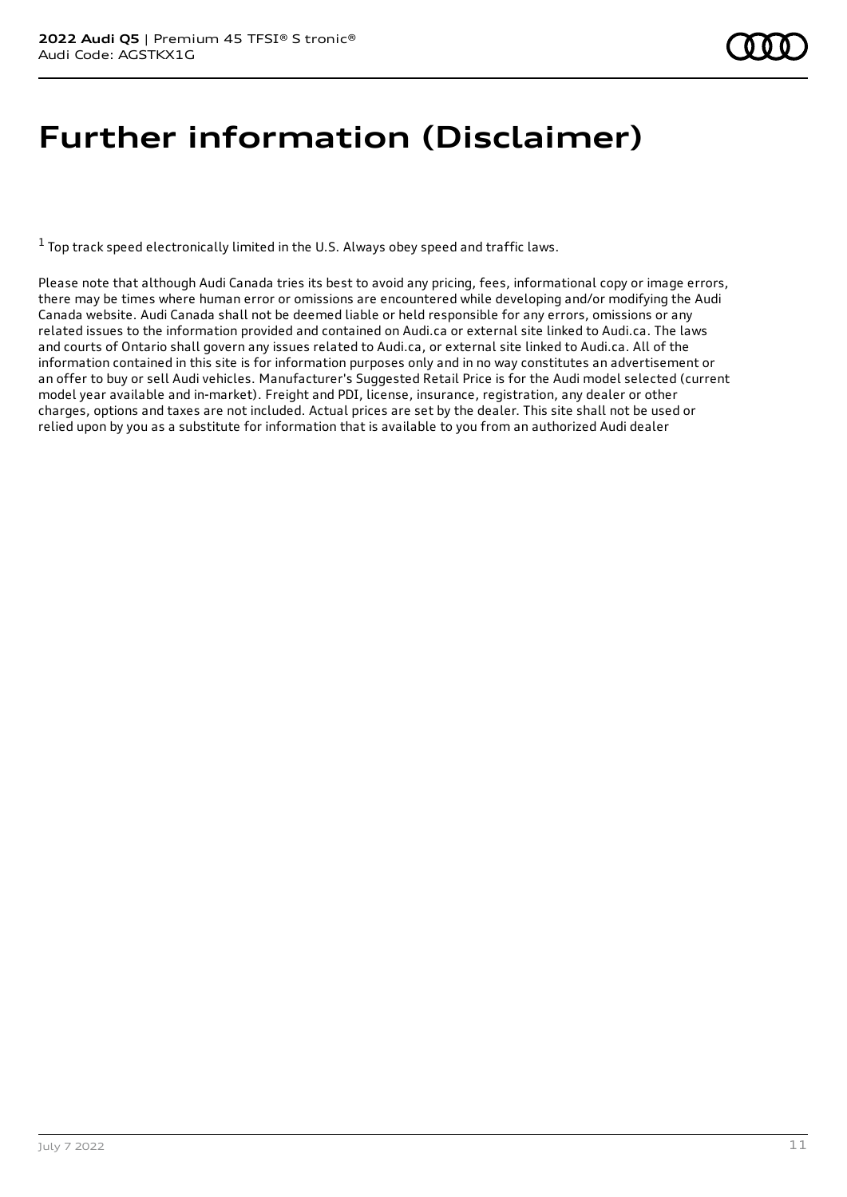# Further information (Disclaimer)

[1] Top track speed electronically limited in the U.S. Always obey speed and traffic laws.

Please note that although Audi Canada tries its best to avoid any pricing, fees, informational copy or image errors, there may be times where human error or omissions are encountered while developing and/or modifying the Audi Canada website. Audi Canada shall not be deemed liable or held responsible for any errors, omissions or any related issues to the information provided and contained on Audi.ca or external site linked to Audi.ca. The laws and courts of Ontario shall govern any issues related to Audi.ca, or external site linked to Audi.ca. All of the information contained in this site is for information purposes only and in no way constitutes an advertisement or an offer to buy or sell Audi vehicles. Manufacturer's Suggested Retail Price is for the Audi model selected (current model year available and in-market). Freight and PDI, license, insurance, registration, any dealer or other charges, options and taxes are not included. Actual prices are set by the dealer. This site shall not be used or relied upon by you as a substitute for information that is available to you from an authorized Audi dealer